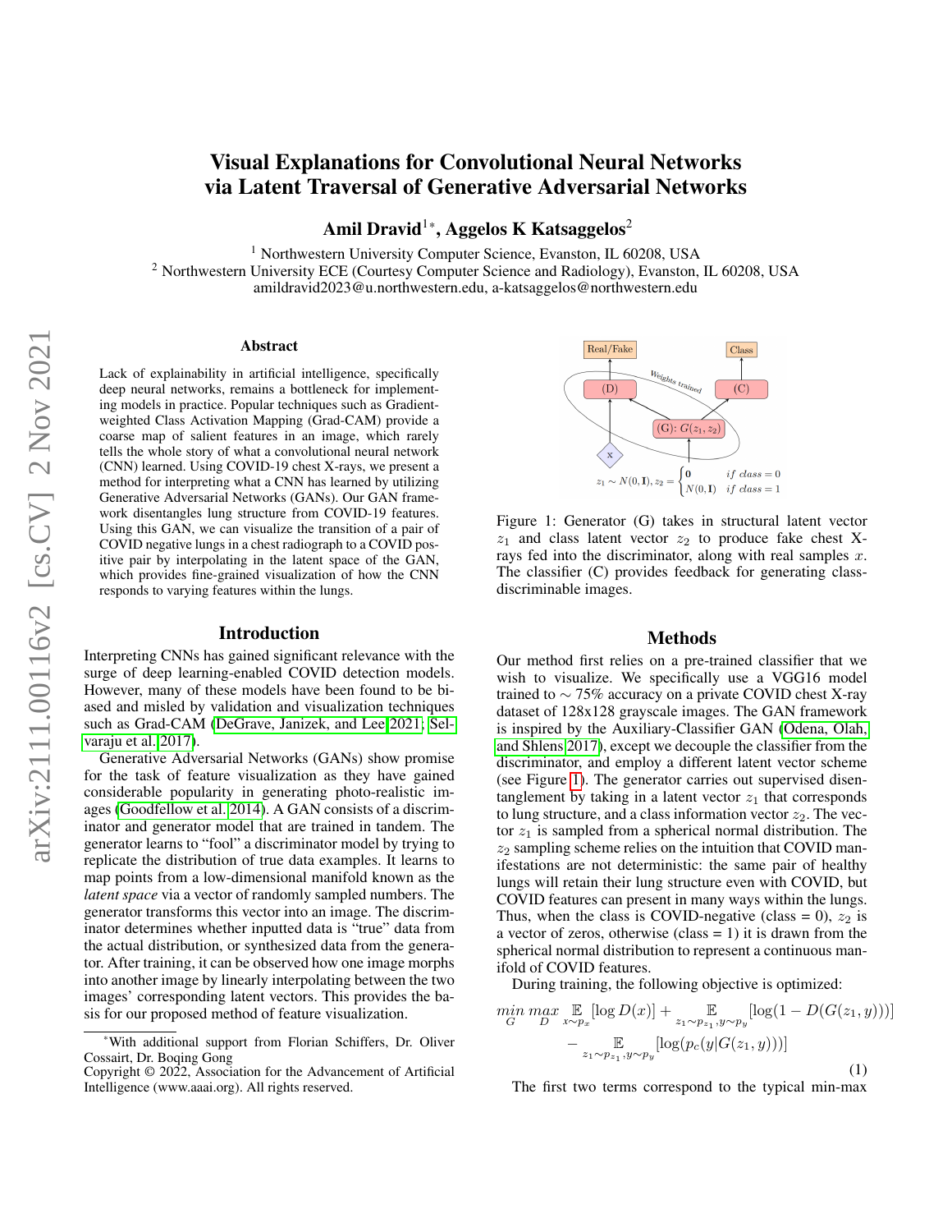# Visual Explanations for Convolutional Neural Networks via Latent Traversal of Generative Adversarial Networks

**Amil Dravid[1*], Aggelos K Katsaggelos[2]**

[1] Northwestern University Computer Science, Evanston, IL 60208, USA
[2] Northwestern University ECE (Courtesy Computer Science and Radiology), Evanston, IL 60208, USA
amildravid2023@u.northwestern.edu, a-katsaggelos@northwestern.edu

## Abstract

Lack of explainability in artificial intelligence, specifically deep neural networks, remains a bottleneck for implementing models in practice. Popular techniques such as Gradient-weighted Class Activation Mapping (Grad-CAM) provide a coarse map of salient features in an image, which rarely tells the whole story of what a convolutional neural network (CNN) learned. Using COVID-19 chest X-rays, we present a method for interpreting what a CNN has learned by utilizing Generative Adversarial Networks (GANs). Our GAN framework disentangles lung structure from COVID-19 features. Using this GAN, we can visualize the transition of a pair of COVID negative lungs in a chest radiograph to a COVID positive pair by interpolating in the latent space of the GAN, which provides fine-grained visualization of how the CNN responds to varying features within the lungs.

## Introduction

Interpreting CNNs has gained significant relevance with the surge of deep learning-enabled COVID detection models. However, many of these models have been found to be biased and misled by validation and visualization techniques such as Grad-CAM (DeGrave, Janizek, and Lee 2021; Selvaraju et al. 2017).

Generative Adversarial Networks (GANs) show promise for the task of feature visualization as they have gained considerable popularity in generating photo-realistic images (Goodfellow et al. 2014). A GAN consists of a discriminator and generator model that are trained in tandem. The generator learns to "fool" a discriminator model by trying to replicate the distribution of true data examples. It learns to map points from a low-dimensional manifold known as the *latent space* via a vector of randomly sampled numbers. The generator transforms this vector into an image. The discriminator determines whether inputted data is "true" data from the actual distribution, or synthesized data from the generator. After training, it can be observed how one image morphs into another image by linearly interpolating between the two images' corresponding latent vectors. This provides the basis for our proposed method of feature visualization.

[*] With additional support from Florian Schiffers, Dr. Oliver Cossairt, Dr. Boqing Gong
Copyright © 2022, Association for the Advancement of Artificial Intelligence (www.aaai.org). All rights reserved.

Real/Fake

(D)

Class

(C)

Weights trained

(G): $G(z_1, z_2)$

x

$z_1 \sim N(0, \mathbf{I}), z_2 = \begin{cases} \mathbf{0} & if\ class = 0 \\ N(0, \mathbf{I}) & if\ class = 1 \end{cases}$

Figure 1: Generator (G) takes in structural latent vector $z_1$ and class latent vector $z_2$ to produce fake chest X-rays fed into the discriminator, along with real samples $x$. The classifier (C) provides feedback for generating class-discriminable images.

## Methods

Our method first relies on a pre-trained classifier that we wish to visualize. We specifically use a VGG16 model trained to $\sim 75\%$ accuracy on a private COVID chest X-ray dataset of 128x128 grayscale images. The GAN framework is inspired by the Auxiliary-Classifier GAN (Odena, Olah, and Shlens 2017), except we decouple the classifier from the discriminator, and employ a different latent vector scheme (see Figure 1). The generator carries out supervised disentanglement by taking in a latent vector $z_1$ that corresponds to lung structure, and a class information vector $z_2$. The vector $z_1$ is sampled from a spherical normal distribution. The $z_2$ sampling scheme relies on the intuition that COVID manifestations are not deterministic: the same pair of healthy lungs will retain their lung structure even with COVID, but COVID features can present in many ways within the lungs. Thus, when the class is COVID-negative (class = 0), $z_2$ is a vector of zeros, otherwise (class = 1) it is drawn from the spherical normal distribution to represent a continuous manifold of COVID features.

During training, the following objective is optimized:

$$\min_G \max_D \mathop{\mathbb{E}}_{x \sim p_x}[\log D(x)] + \mathop{\mathbb{E}}_{z_1 \sim p_{z_1}, y \sim p_y}[\log(1 - D(G(z_1, y)))] - \mathop{\mathbb{E}}_{z_1 \sim p_{z_1}, y \sim p_y}[\log(p_c(y|G(z_1, y)))] \tag{1}$$

The first two terms correspond to the typical min-max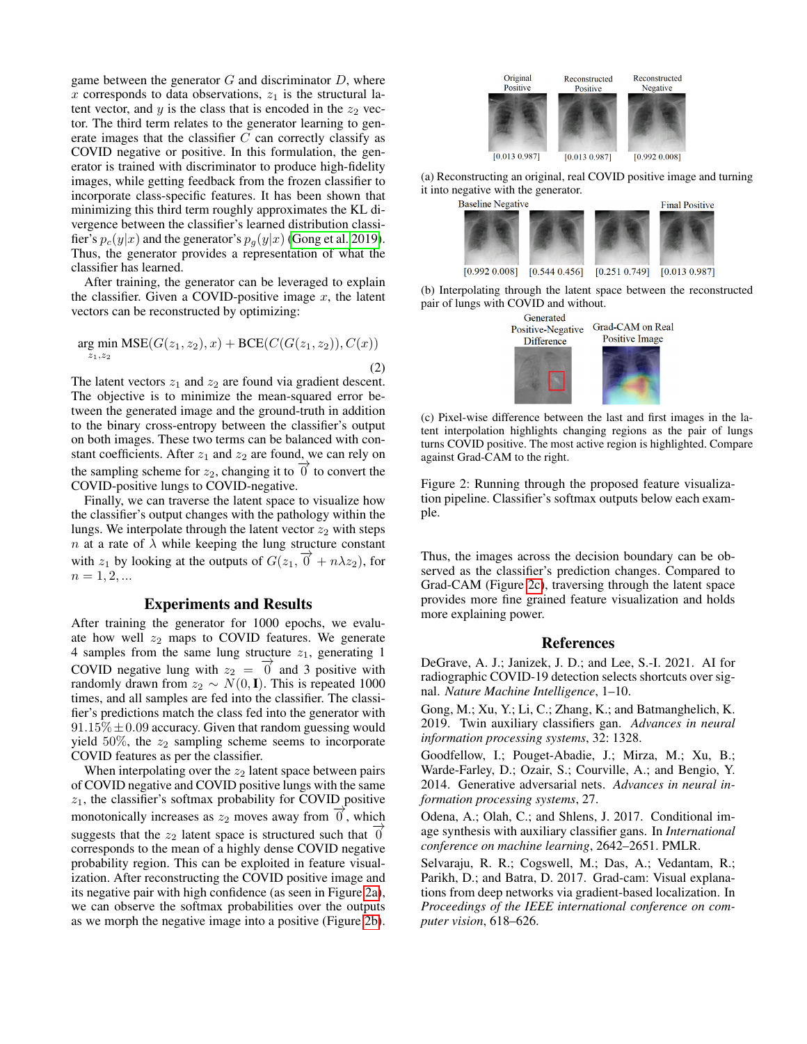game between the generator $G$ and discriminator $D$, where $x$ corresponds to data observations, $z_1$ is the structural latent vector, and $y$ is the class that is encoded in the $z_2$ vector. The third term relates to the generator learning to generate images that the classifier $C$ can correctly classify as COVID negative or positive. In this formulation, the generator is trained with discriminator to produce high-fidelity images, while getting feedback from the frozen classifier to incorporate class-specific features. It has been shown that minimizing this third term roughly approximates the KL divergence between the classifier's learned distribution classifier's $p_c(y|x)$ and the generator's $p_g(y|x)$ (Gong et al. 2019). Thus, the generator provides a representation of what the classifier has learned.

After training, the generator can be leveraged to explain the classifier. Given a COVID-positive image $x$, the latent vectors can be reconstructed by optimizing:

$$\arg\min_{z_1, z_2} \text{MSE}(G(z_1, z_2), x) + \text{BCE}(C(G(z_1, z_2)), C(x)) \tag{2}$$

The latent vectors $z_1$ and $z_2$ are found via gradient descent. The objective is to minimize the mean-squared error between the generated image and the ground-truth in addition to the binary cross-entropy between the classifier's output on both images. These two terms can be balanced with constant coefficients. After $z_1$ and $z_2$ are found, we can rely on the sampling scheme for $z_2$, changing it to $\vec{0}$ to convert the COVID-positive lungs to COVID-negative.

Finally, we can traverse the latent space to visualize how the classifier's output changes with the pathology within the lungs. We interpolate through the latent vector $z_2$ with steps $n$ at a rate of $\lambda$ while keeping the lung structure constant with $z_1$ by looking at the outputs of $G(z_1, \vec{0} + n\lambda z_2)$, for $n = 1, 2, ...$

## Experiments and Results

After training the generator for 1000 epochs, we evaluate how well $z_2$ maps to COVID features. We generate 4 samples from the same lung structure $z_1$, generating 1 COVID negative lung with $z_2 = \vec{0}$ and 3 positive with randomly drawn from $z_2 \sim N(0, \mathbf{I})$. This is repeated 1000 times, and all samples are fed into the classifier. The classifier's predictions match the class fed into the generator with $91.15\% \pm 0.09$ accuracy. Given that random guessing would yield $50\%$, the $z_2$ sampling scheme seems to incorporate COVID features as per the classifier.

When interpolating over the $z_2$ latent space between pairs of COVID negative and COVID positive lungs with the same $z_1$, the classifier's softmax probability for COVID positive monotonically increases as $z_2$ moves away from $\vec{0}$, which suggests that the $z_2$ latent space is structured such that $\vec{0}$ corresponds to the mean of a highly dense COVID negative probability region. This can be exploited in feature visualization. After reconstructing the COVID positive image and its negative pair with high confidence (as seen in Figure 2a), we can observe the softmax probabilities over the outputs as we morph the negative image into a positive (Figure 2b).

Original Positive
Reconstructed Positive
Reconstructed Negative
[0.013 0.987]
[0.013 0.987]
[0.992 0.008]

(a) Reconstructing an original, real COVID positive image and turning it into negative with the generator.

Baseline Negative
Final Positive
[0.992 0.008]
[0.544 0.456]
[0.251 0.749]
[0.013 0.987]

(b) Interpolating through the latent space between the reconstructed pair of lungs with COVID and without.

Generated Positive-Negative Difference
Grad-CAM on Real Positive Image

(c) Pixel-wise difference between the last and first images in the latent interpolation highlights changing regions as the pair of lungs turns COVID positive. The most active region is highlighted. Compare against Grad-CAM to the right.

Figure 2: Running through the proposed feature visualization pipeline. Classifier's softmax outputs below each example.

Thus, the images across the decision boundary can be observed as the classifier's prediction changes. Compared to Grad-CAM (Figure 2c), traversing through the latent space provides more fine grained feature visualization and holds more explaining power.

## References

DeGrave, A. J.; Janizek, J. D.; and Lee, S.-I. 2021. AI for radiographic COVID-19 detection selects shortcuts over signal. *Nature Machine Intelligence*, 1–10.

Gong, M.; Xu, Y.; Li, C.; Zhang, K.; and Batmanghelich, K. 2019. Twin auxiliary classifiers gan. *Advances in neural information processing systems*, 32: 1328.

Goodfellow, I.; Pouget-Abadie, J.; Mirza, M.; Xu, B.; Warde-Farley, D.; Ozair, S.; Courville, A.; and Bengio, Y. 2014. Generative adversarial nets. *Advances in neural information processing systems*, 27.

Odena, A.; Olah, C.; and Shlens, J. 2017. Conditional image synthesis with auxiliary classifiers gans. In *International conference on machine learning*, 2642–2651. PMLR.

Selvaraju, R. R.; Cogswell, M.; Das, A.; Vedantam, R.; Parikh, D.; and Batra, D. 2017. Grad-cam: Visual explanations from deep networks via gradient-based localization. In *Proceedings of the IEEE international conference on computer vision*, 618–626.